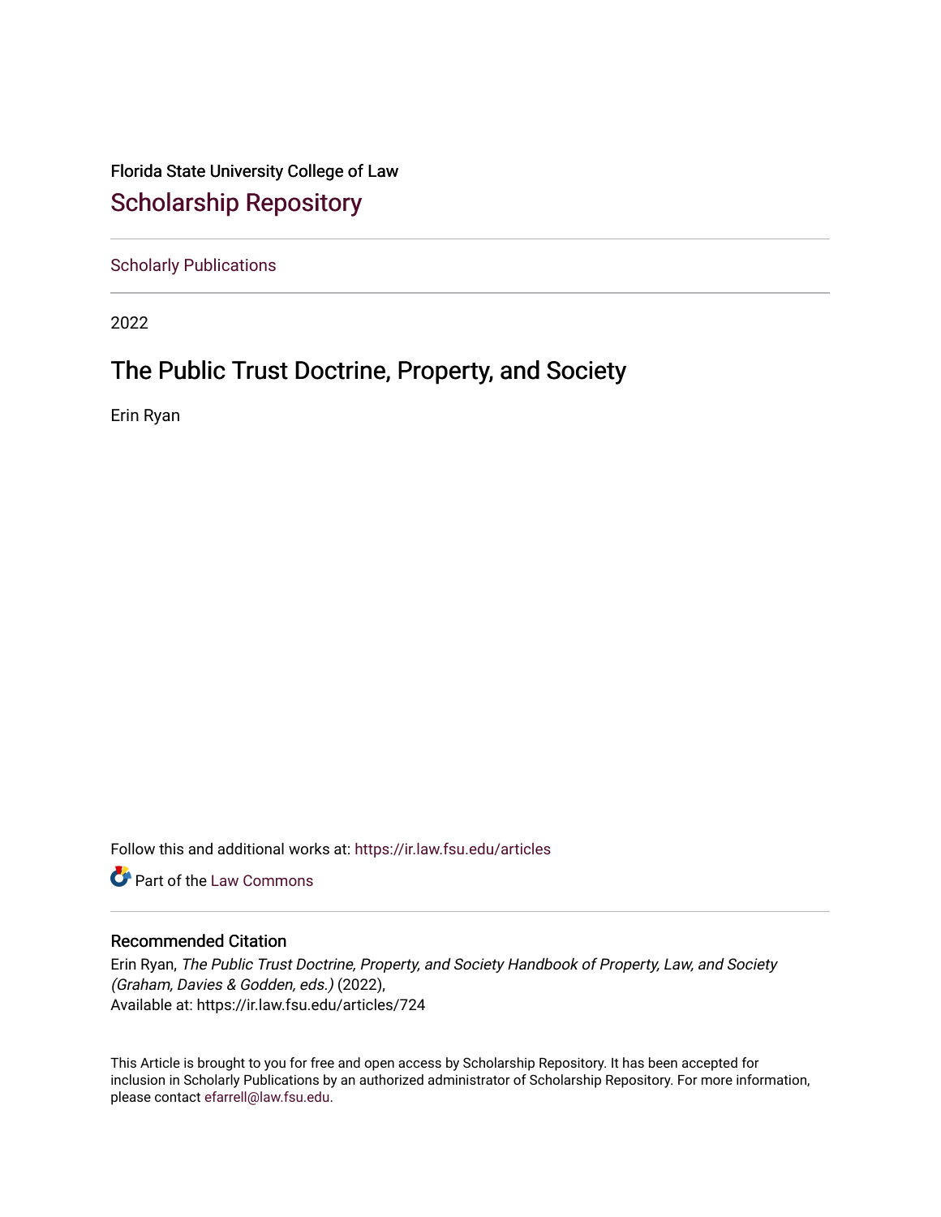Florida State University College of Law

# Scholarship Repository

Scholarly Publications

2022

## The Public Trust Doctrine, Property, and Society

Erin Ryan

Follow this and additional works at: https://ir.law.fsu.edu/articles

Part of the Law Commons

### Recommended Citation

Erin Ryan, *The Public Trust Doctrine, Property, and Society Handbook of Property, Law, and Society (Graham, Davies & Godden, eds.)* (2022),
Available at: https://ir.law.fsu.edu/articles/724

This Article is brought to you for free and open access by Scholarship Repository. It has been accepted for inclusion in Scholarly Publications by an authorized administrator of Scholarship Repository. For more information, please contact efarrell@law.fsu.edu.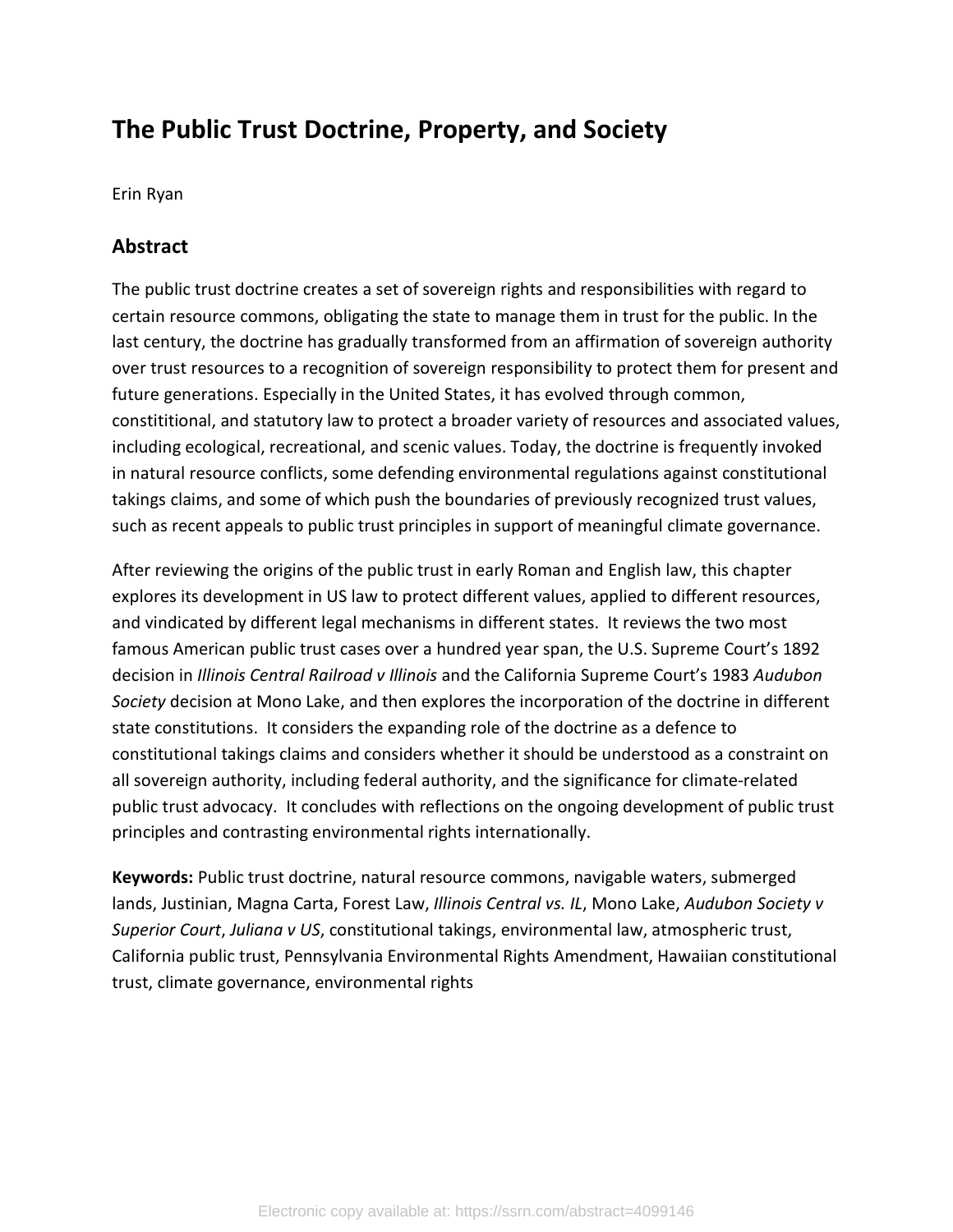# The Public Trust Doctrine, Property, and Society

Erin Ryan

## Abstract

The public trust doctrine creates a set of sovereign rights and responsibilities with regard to certain resource commons, obligating the state to manage them in trust for the public. In the last century, the doctrine has gradually transformed from an affirmation of sovereign authority over trust resources to a recognition of sovereign responsibility to protect them for present and future generations. Especially in the United States, it has evolved through common, constititional, and statutory law to protect a broader variety of resources and associated values, including ecological, recreational, and scenic values. Today, the doctrine is frequently invoked in natural resource conflicts, some defending environmental regulations against constitutional takings claims, and some of which push the boundaries of previously recognized trust values, such as recent appeals to public trust principles in support of meaningful climate governance.

After reviewing the origins of the public trust in early Roman and English law, this chapter explores its development in US law to protect different values, applied to different resources, and vindicated by different legal mechanisms in different states. It reviews the two most famous American public trust cases over a hundred year span, the U.S. Supreme Court's 1892 decision in *Illinois Central Railroad v Illinois* and the California Supreme Court's 1983 *Audubon Society* decision at Mono Lake, and then explores the incorporation of the doctrine in different state constitutions. It considers the expanding role of the doctrine as a defence to constitutional takings claims and considers whether it should be understood as a constraint on all sovereign authority, including federal authority, and the significance for climate-related public trust advocacy. It concludes with reflections on the ongoing development of public trust principles and contrasting environmental rights internationally.

**Keywords:** Public trust doctrine, natural resource commons, navigable waters, submerged lands, Justinian, Magna Carta, Forest Law, *Illinois Central vs. IL*, Mono Lake, *Audubon Society v Superior Court*, *Juliana v US*, constitutional takings, environmental law, atmospheric trust, California public trust, Pennsylvania Environmental Rights Amendment, Hawaiian constitutional trust, climate governance, environmental rights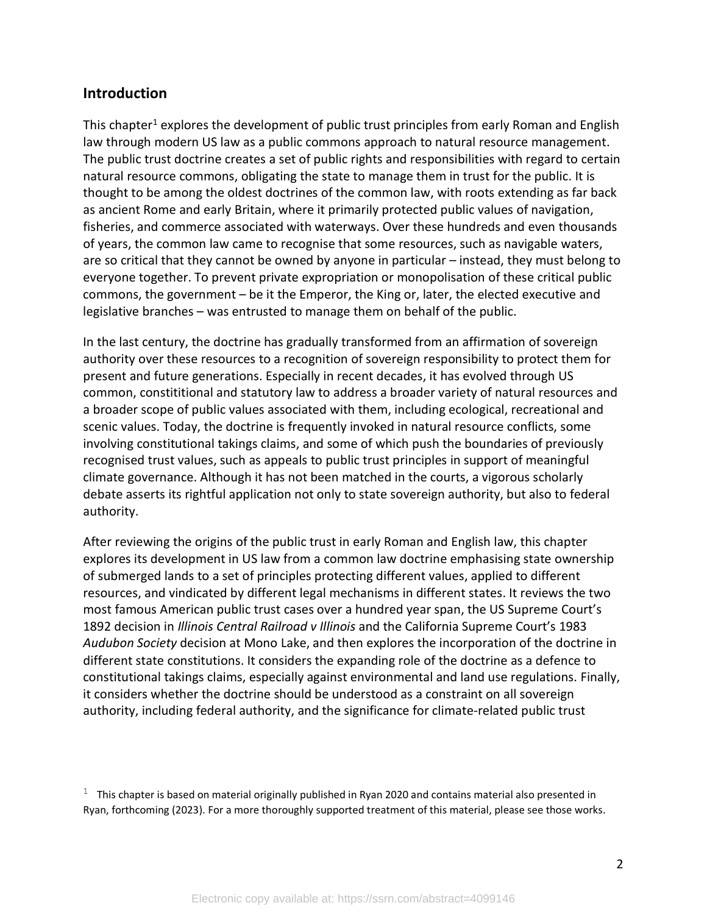## Introduction

This chapter[1] explores the development of public trust principles from early Roman and English law through modern US law as a public commons approach to natural resource management. The public trust doctrine creates a set of public rights and responsibilities with regard to certain natural resource commons, obligating the state to manage them in trust for the public. It is thought to be among the oldest doctrines of the common law, with roots extending as far back as ancient Rome and early Britain, where it primarily protected public values of navigation, fisheries, and commerce associated with waterways. Over these hundreds and even thousands of years, the common law came to recognise that some resources, such as navigable waters, are so critical that they cannot be owned by anyone in particular – instead, they must belong to everyone together. To prevent private expropriation or monopolisation of these critical public commons, the government – be it the Emperor, the King or, later, the elected executive and legislative branches – was entrusted to manage them on behalf of the public.

In the last century, the doctrine has gradually transformed from an affirmation of sovereign authority over these resources to a recognition of sovereign responsibility to protect them for present and future generations. Especially in recent decades, it has evolved through US common, constititional and statutory law to address a broader variety of natural resources and a broader scope of public values associated with them, including ecological, recreational and scenic values. Today, the doctrine is frequently invoked in natural resource conflicts, some involving constitutional takings claims, and some of which push the boundaries of previously recognised trust values, such as appeals to public trust principles in support of meaningful climate governance. Although it has not been matched in the courts, a vigorous scholarly debate asserts its rightful application not only to state sovereign authority, but also to federal authority.

After reviewing the origins of the public trust in early Roman and English law, this chapter explores its development in US law from a common law doctrine emphasising state ownership of submerged lands to a set of principles protecting different values, applied to different resources, and vindicated by different legal mechanisms in different states. It reviews the two most famous American public trust cases over a hundred year span, the US Supreme Court's 1892 decision in *Illinois Central Railroad v Illinois* and the California Supreme Court's 1983 *Audubon Society* decision at Mono Lake, and then explores the incorporation of the doctrine in different state constitutions. It considers the expanding role of the doctrine as a defence to constitutional takings claims, especially against environmental and land use regulations. Finally, it considers whether the doctrine should be understood as a constraint on all sovereign authority, including federal authority, and the significance for climate-related public trust

[1] This chapter is based on material originally published in Ryan 2020 and contains material also presented in Ryan, forthcoming (2023). For a more thoroughly supported treatment of this material, please see those works.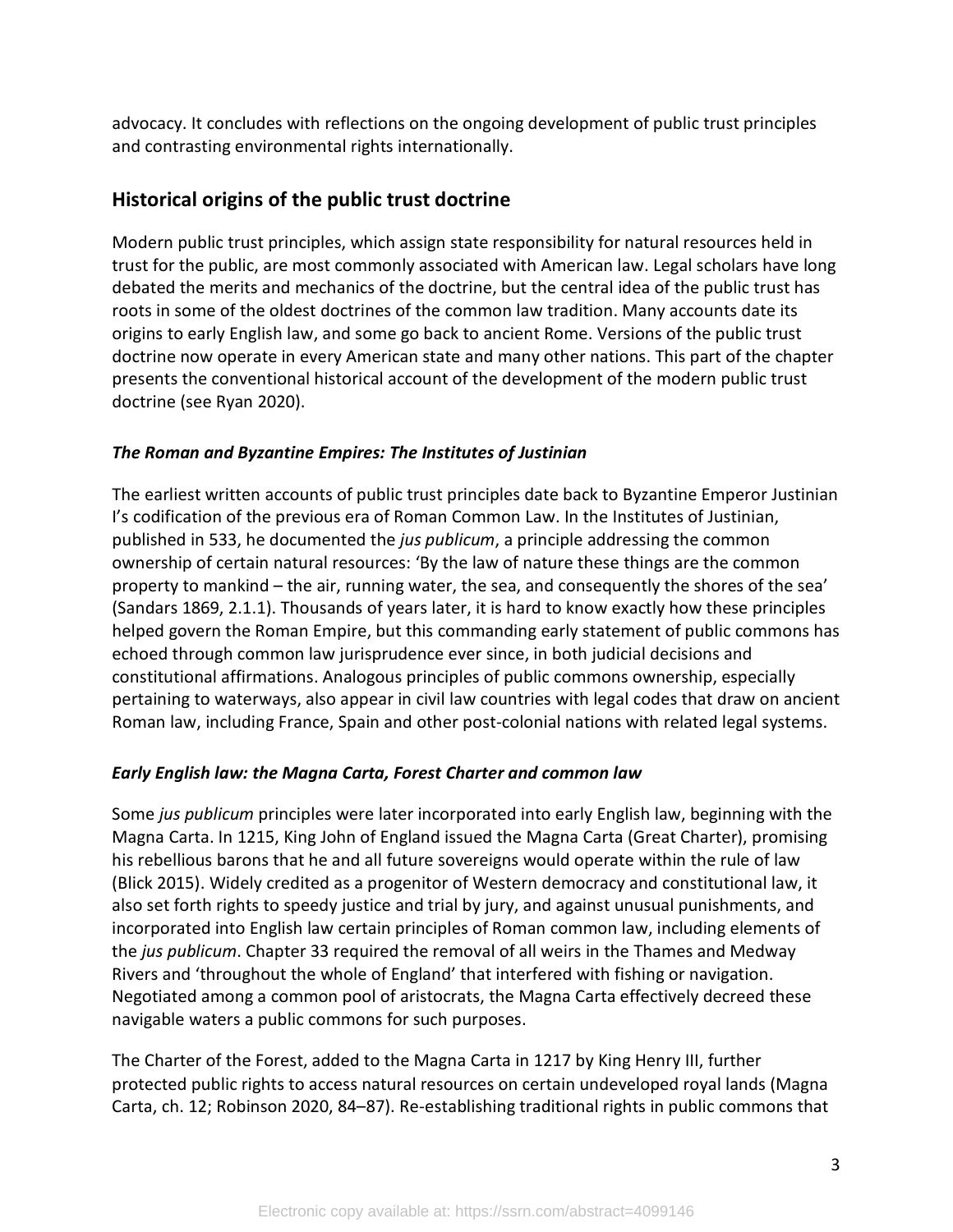advocacy. It concludes with reflections on the ongoing development of public trust principles and contrasting environmental rights internationally.

## Historical origins of the public trust doctrine

Modern public trust principles, which assign state responsibility for natural resources held in trust for the public, are most commonly associated with American law. Legal scholars have long debated the merits and mechanics of the doctrine, but the central idea of the public trust has roots in some of the oldest doctrines of the common law tradition. Many accounts date its origins to early English law, and some go back to ancient Rome. Versions of the public trust doctrine now operate in every American state and many other nations. This part of the chapter presents the conventional historical account of the development of the modern public trust doctrine (see Ryan 2020).

### *The Roman and Byzantine Empires: The Institutes of Justinian*

The earliest written accounts of public trust principles date back to Byzantine Emperor Justinian I's codification of the previous era of Roman Common Law. In the Institutes of Justinian, published in 533, he documented the *jus publicum*, a principle addressing the common ownership of certain natural resources: 'By the law of nature these things are the common property to mankind – the air, running water, the sea, and consequently the shores of the sea' (Sandars 1869, 2.1.1). Thousands of years later, it is hard to know exactly how these principles helped govern the Roman Empire, but this commanding early statement of public commons has echoed through common law jurisprudence ever since, in both judicial decisions and constitutional affirmations. Analogous principles of public commons ownership, especially pertaining to waterways, also appear in civil law countries with legal codes that draw on ancient Roman law, including France, Spain and other post-colonial nations with related legal systems.

### *Early English law: the Magna Carta, Forest Charter and common law*

Some *jus publicum* principles were later incorporated into early English law, beginning with the Magna Carta. In 1215, King John of England issued the Magna Carta (Great Charter), promising his rebellious barons that he and all future sovereigns would operate within the rule of law (Blick 2015). Widely credited as a progenitor of Western democracy and constitutional law, it also set forth rights to speedy justice and trial by jury, and against unusual punishments, and incorporated into English law certain principles of Roman common law, including elements of the *jus publicum*. Chapter 33 required the removal of all weirs in the Thames and Medway Rivers and 'throughout the whole of England' that interfered with fishing or navigation. Negotiated among a common pool of aristocrats, the Magna Carta effectively decreed these navigable waters a public commons for such purposes.

The Charter of the Forest, added to the Magna Carta in 1217 by King Henry III, further protected public rights to access natural resources on certain undeveloped royal lands (Magna Carta, ch. 12; Robinson 2020, 84–87). Re-establishing traditional rights in public commons that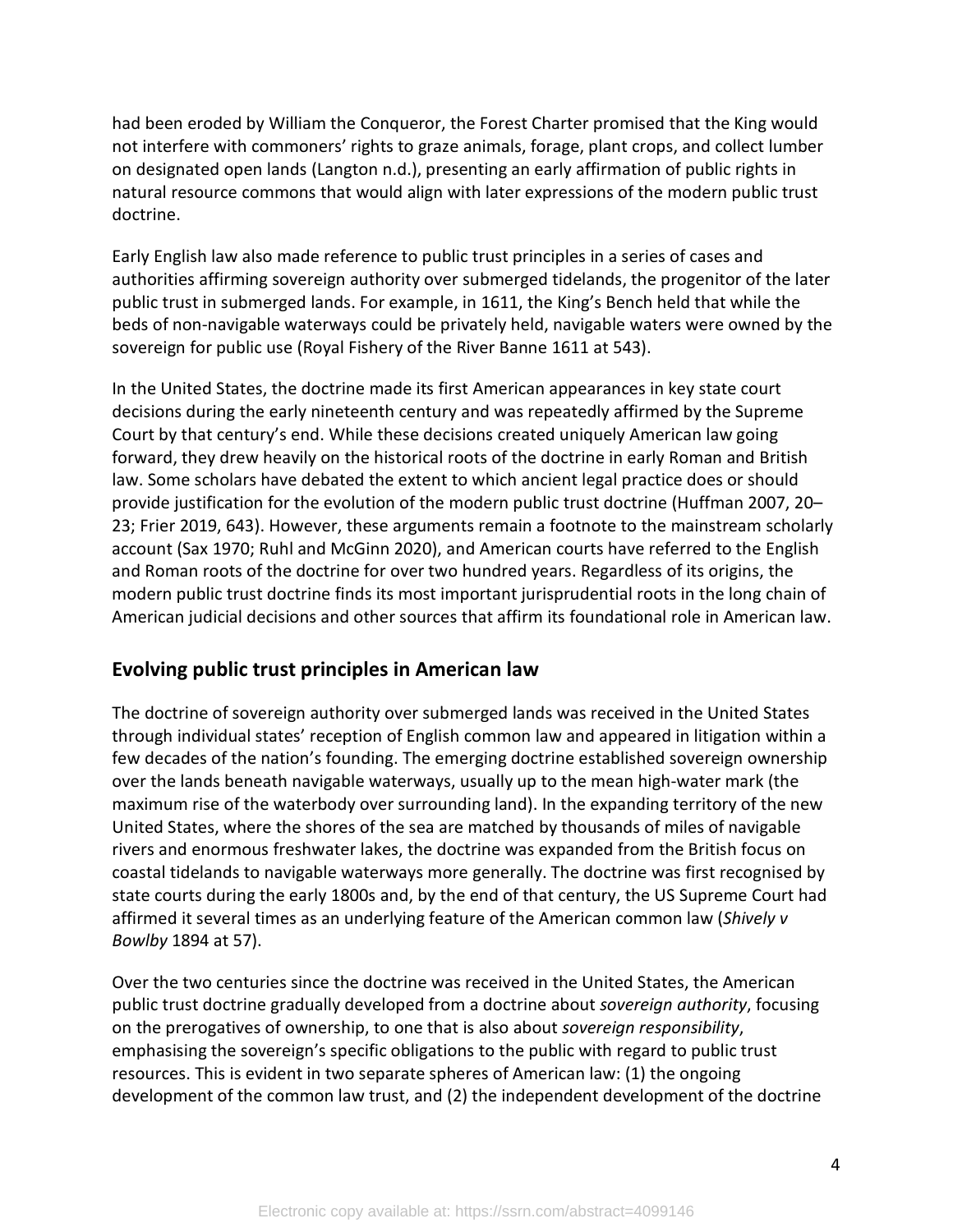had been eroded by William the Conqueror, the Forest Charter promised that the King would not interfere with commoners' rights to graze animals, forage, plant crops, and collect lumber on designated open lands (Langton n.d.), presenting an early affirmation of public rights in natural resource commons that would align with later expressions of the modern public trust doctrine.

Early English law also made reference to public trust principles in a series of cases and authorities affirming sovereign authority over submerged tidelands, the progenitor of the later public trust in submerged lands. For example, in 1611, the King's Bench held that while the beds of non-navigable waterways could be privately held, navigable waters were owned by the sovereign for public use (Royal Fishery of the River Banne 1611 at 543).

In the United States, the doctrine made its first American appearances in key state court decisions during the early nineteenth century and was repeatedly affirmed by the Supreme Court by that century's end. While these decisions created uniquely American law going forward, they drew heavily on the historical roots of the doctrine in early Roman and British law. Some scholars have debated the extent to which ancient legal practice does or should provide justification for the evolution of the modern public trust doctrine (Huffman 2007, 20–23; Frier 2019, 643). However, these arguments remain a footnote to the mainstream scholarly account (Sax 1970; Ruhl and McGinn 2020), and American courts have referred to the English and Roman roots of the doctrine for over two hundred years. Regardless of its origins, the modern public trust doctrine finds its most important jurisprudential roots in the long chain of American judicial decisions and other sources that affirm its foundational role in American law.

## Evolving public trust principles in American law

The doctrine of sovereign authority over submerged lands was received in the United States through individual states' reception of English common law and appeared in litigation within a few decades of the nation's founding. The emerging doctrine established sovereign ownership over the lands beneath navigable waterways, usually up to the mean high-water mark (the maximum rise of the waterbody over surrounding land). In the expanding territory of the new United States, where the shores of the sea are matched by thousands of miles of navigable rivers and enormous freshwater lakes, the doctrine was expanded from the British focus on coastal tidelands to navigable waterways more generally. The doctrine was first recognised by state courts during the early 1800s and, by the end of that century, the US Supreme Court had affirmed it several times as an underlying feature of the American common law (*Shively v Bowlby* 1894 at 57).

Over the two centuries since the doctrine was received in the United States, the American public trust doctrine gradually developed from a doctrine about *sovereign authority*, focusing on the prerogatives of ownership, to one that is also about *sovereign responsibility*, emphasising the sovereign's specific obligations to the public with regard to public trust resources. This is evident in two separate spheres of American law: (1) the ongoing development of the common law trust, and (2) the independent development of the doctrine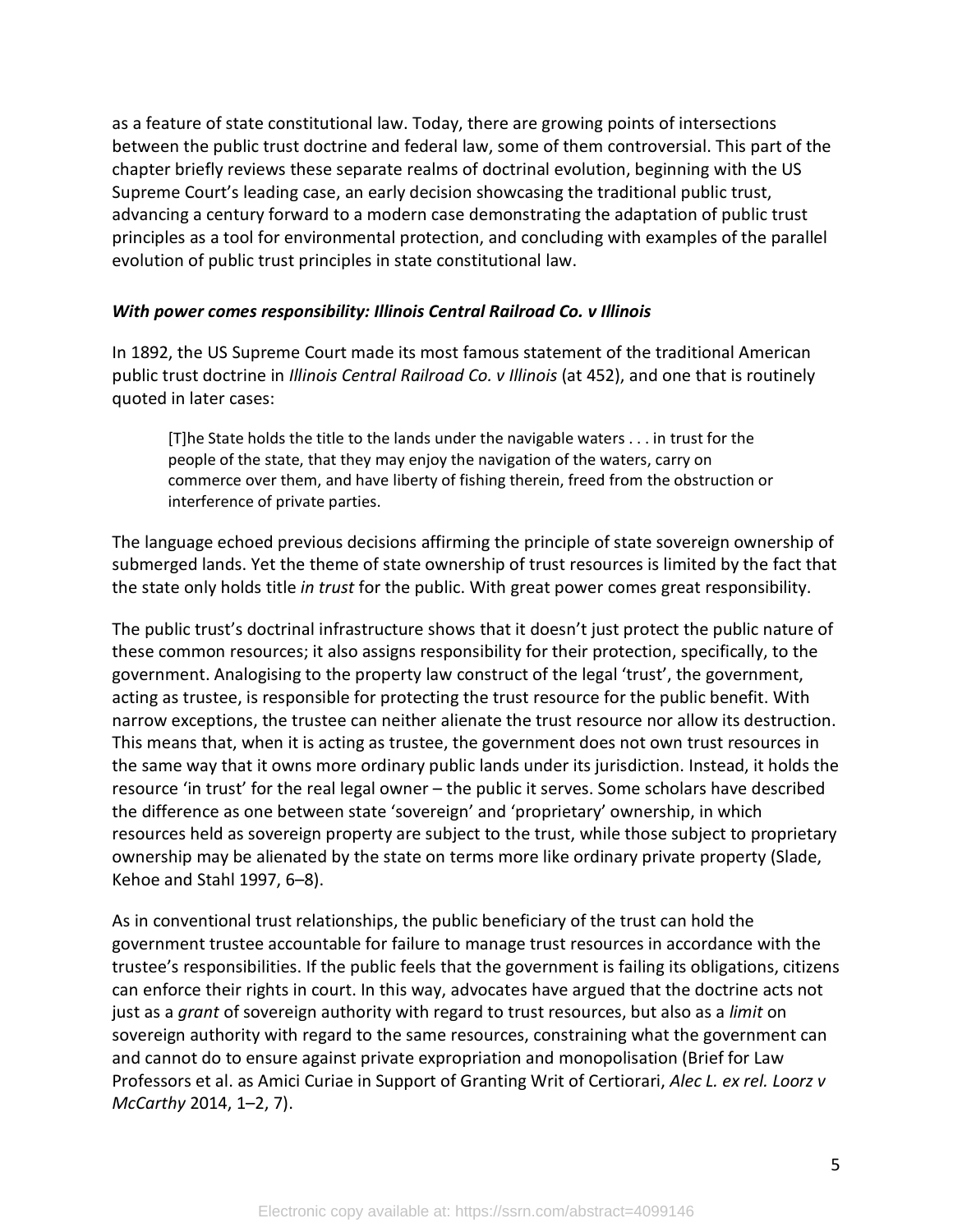as a feature of state constitutional law. Today, there are growing points of intersections between the public trust doctrine and federal law, some of them controversial. This part of the chapter briefly reviews these separate realms of doctrinal evolution, beginning with the US Supreme Court's leading case, an early decision showcasing the traditional public trust, advancing a century forward to a modern case demonstrating the adaptation of public trust principles as a tool for environmental protection, and concluding with examples of the parallel evolution of public trust principles in state constitutional law.

### *With power comes responsibility: Illinois Central Railroad Co. v Illinois*

In 1892, the US Supreme Court made its most famous statement of the traditional American public trust doctrine in *Illinois Central Railroad Co. v Illinois* (at 452), and one that is routinely quoted in later cases:

> [T]he State holds the title to the lands under the navigable waters . . . in trust for the people of the state, that they may enjoy the navigation of the waters, carry on commerce over them, and have liberty of fishing therein, freed from the obstruction or interference of private parties.

The language echoed previous decisions affirming the principle of state sovereign ownership of submerged lands. Yet the theme of state ownership of trust resources is limited by the fact that the state only holds title *in trust* for the public. With great power comes great responsibility.

The public trust's doctrinal infrastructure shows that it doesn't just protect the public nature of these common resources; it also assigns responsibility for their protection, specifically, to the government. Analogising to the property law construct of the legal 'trust', the government, acting as trustee, is responsible for protecting the trust resource for the public benefit. With narrow exceptions, the trustee can neither alienate the trust resource nor allow its destruction. This means that, when it is acting as trustee, the government does not own trust resources in the same way that it owns more ordinary public lands under its jurisdiction. Instead, it holds the resource 'in trust' for the real legal owner – the public it serves. Some scholars have described the difference as one between state 'sovereign' and 'proprietary' ownership, in which resources held as sovereign property are subject to the trust, while those subject to proprietary ownership may be alienated by the state on terms more like ordinary private property (Slade, Kehoe and Stahl 1997, 6–8).

As in conventional trust relationships, the public beneficiary of the trust can hold the government trustee accountable for failure to manage trust resources in accordance with the trustee's responsibilities. If the public feels that the government is failing its obligations, citizens can enforce their rights in court. In this way, advocates have argued that the doctrine acts not just as a *grant* of sovereign authority with regard to trust resources, but also as a *limit* on sovereign authority with regard to the same resources, constraining what the government can and cannot do to ensure against private expropriation and monopolisation (Brief for Law Professors et al. as Amici Curiae in Support of Granting Writ of Certiorari, *Alec L. ex rel. Loorz v McCarthy* 2014, 1–2, 7).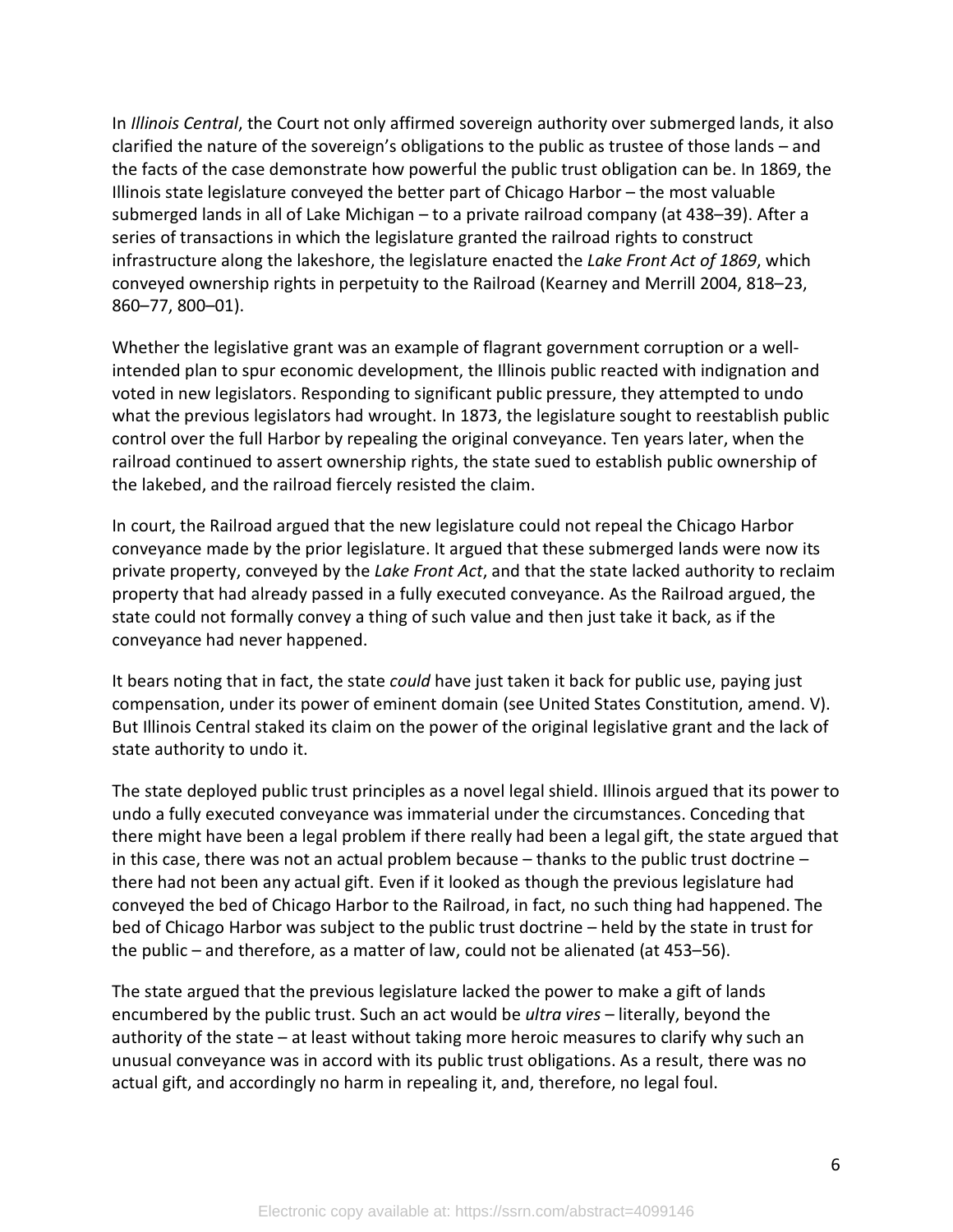In *Illinois Central*, the Court not only affirmed sovereign authority over submerged lands, it also clarified the nature of the sovereign's obligations to the public as trustee of those lands – and the facts of the case demonstrate how powerful the public trust obligation can be. In 1869, the Illinois state legislature conveyed the better part of Chicago Harbor – the most valuable submerged lands in all of Lake Michigan – to a private railroad company (at 438–39). After a series of transactions in which the legislature granted the railroad rights to construct infrastructure along the lakeshore, the legislature enacted the *Lake Front Act of 1869*, which conveyed ownership rights in perpetuity to the Railroad (Kearney and Merrill 2004, 818–23, 860–77, 800–01).

Whether the legislative grant was an example of flagrant government corruption or a well-intended plan to spur economic development, the Illinois public reacted with indignation and voted in new legislators. Responding to significant public pressure, they attempted to undo what the previous legislators had wrought. In 1873, the legislature sought to reestablish public control over the full Harbor by repealing the original conveyance. Ten years later, when the railroad continued to assert ownership rights, the state sued to establish public ownership of the lakebed, and the railroad fiercely resisted the claim.

In court, the Railroad argued that the new legislature could not repeal the Chicago Harbor conveyance made by the prior legislature. It argued that these submerged lands were now its private property, conveyed by the *Lake Front Act*, and that the state lacked authority to reclaim property that had already passed in a fully executed conveyance. As the Railroad argued, the state could not formally convey a thing of such value and then just take it back, as if the conveyance had never happened.

It bears noting that in fact, the state *could* have just taken it back for public use, paying just compensation, under its power of eminent domain (see United States Constitution, amend. V). But Illinois Central staked its claim on the power of the original legislative grant and the lack of state authority to undo it.

The state deployed public trust principles as a novel legal shield. Illinois argued that its power to undo a fully executed conveyance was immaterial under the circumstances. Conceding that there might have been a legal problem if there really had been a legal gift, the state argued that in this case, there was not an actual problem because – thanks to the public trust doctrine – there had not been any actual gift. Even if it looked as though the previous legislature had conveyed the bed of Chicago Harbor to the Railroad, in fact, no such thing had happened. The bed of Chicago Harbor was subject to the public trust doctrine – held by the state in trust for the public – and therefore, as a matter of law, could not be alienated (at 453–56).

The state argued that the previous legislature lacked the power to make a gift of lands encumbered by the public trust. Such an act would be *ultra vires* – literally, beyond the authority of the state – at least without taking more heroic measures to clarify why such an unusual conveyance was in accord with its public trust obligations. As a result, there was no actual gift, and accordingly no harm in repealing it, and, therefore, no legal foul.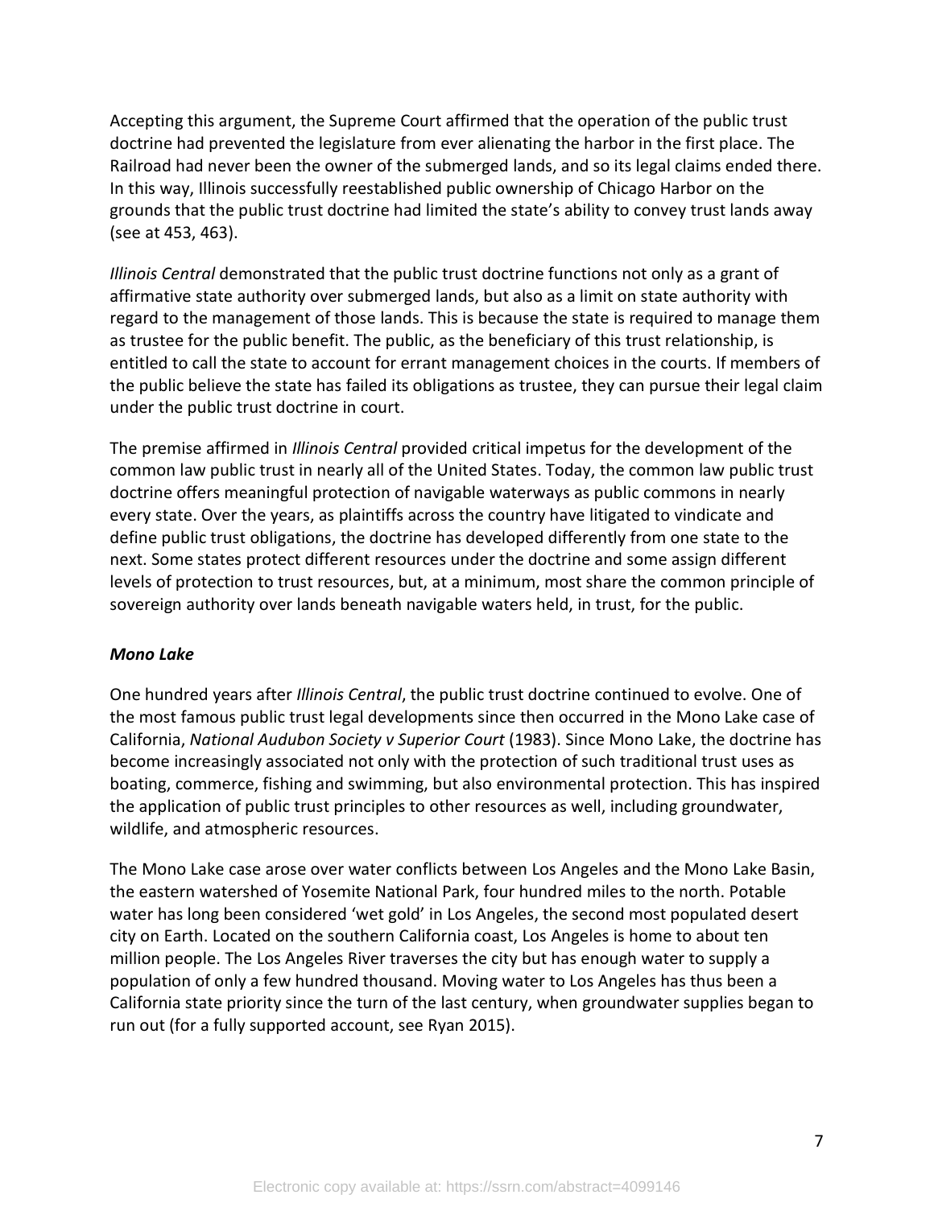Accepting this argument, the Supreme Court affirmed that the operation of the public trust doctrine had prevented the legislature from ever alienating the harbor in the first place. The Railroad had never been the owner of the submerged lands, and so its legal claims ended there. In this way, Illinois successfully reestablished public ownership of Chicago Harbor on the grounds that the public trust doctrine had limited the state's ability to convey trust lands away (see at 453, 463).

*Illinois Central* demonstrated that the public trust doctrine functions not only as a grant of affirmative state authority over submerged lands, but also as a limit on state authority with regard to the management of those lands. This is because the state is required to manage them as trustee for the public benefit. The public, as the beneficiary of this trust relationship, is entitled to call the state to account for errant management choices in the courts. If members of the public believe the state has failed its obligations as trustee, they can pursue their legal claim under the public trust doctrine in court.

The premise affirmed in *Illinois Central* provided critical impetus for the development of the common law public trust in nearly all of the United States. Today, the common law public trust doctrine offers meaningful protection of navigable waterways as public commons in nearly every state. Over the years, as plaintiffs across the country have litigated to vindicate and define public trust obligations, the doctrine has developed differently from one state to the next. Some states protect different resources under the doctrine and some assign different levels of protection to trust resources, but, at a minimum, most share the common principle of sovereign authority over lands beneath navigable waters held, in trust, for the public.

### *Mono Lake*

One hundred years after *Illinois Central*, the public trust doctrine continued to evolve. One of the most famous public trust legal developments since then occurred in the Mono Lake case of California, *National Audubon Society v Superior Court* (1983). Since Mono Lake, the doctrine has become increasingly associated not only with the protection of such traditional trust uses as boating, commerce, fishing and swimming, but also environmental protection. This has inspired the application of public trust principles to other resources as well, including groundwater, wildlife, and atmospheric resources.

The Mono Lake case arose over water conflicts between Los Angeles and the Mono Lake Basin, the eastern watershed of Yosemite National Park, four hundred miles to the north. Potable water has long been considered 'wet gold' in Los Angeles, the second most populated desert city on Earth. Located on the southern California coast, Los Angeles is home to about ten million people. The Los Angeles River traverses the city but has enough water to supply a population of only a few hundred thousand. Moving water to Los Angeles has thus been a California state priority since the turn of the last century, when groundwater supplies began to run out (for a fully supported account, see Ryan 2015).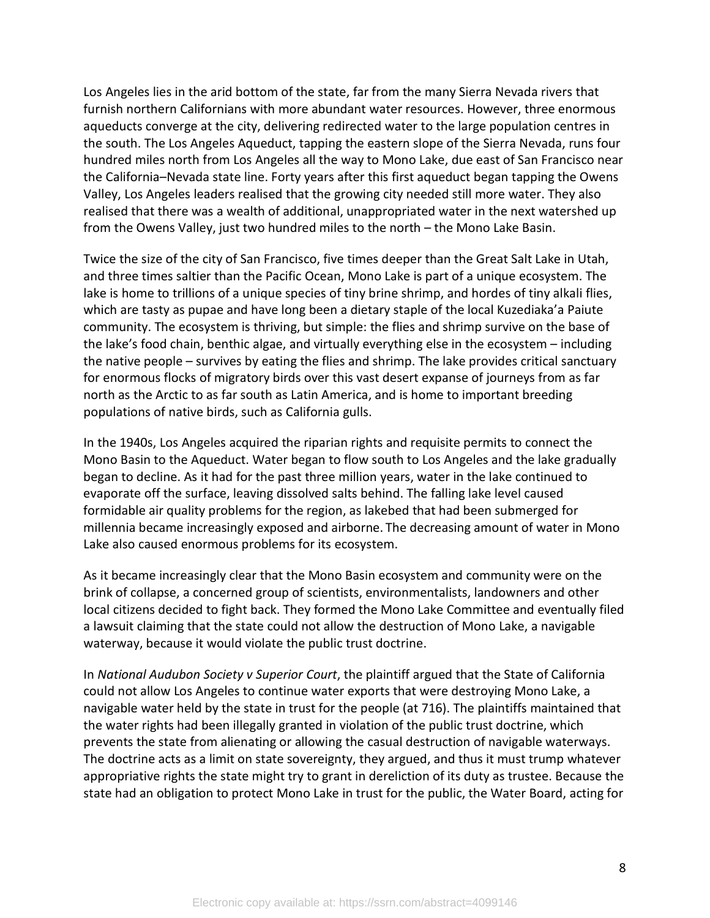Los Angeles lies in the arid bottom of the state, far from the many Sierra Nevada rivers that furnish northern Californians with more abundant water resources. However, three enormous aqueducts converge at the city, delivering redirected water to the large population centres in the south. The Los Angeles Aqueduct, tapping the eastern slope of the Sierra Nevada, runs four hundred miles north from Los Angeles all the way to Mono Lake, due east of San Francisco near the California–Nevada state line. Forty years after this first aqueduct began tapping the Owens Valley, Los Angeles leaders realised that the growing city needed still more water. They also realised that there was a wealth of additional, unappropriated water in the next watershed up from the Owens Valley, just two hundred miles to the north – the Mono Lake Basin.

Twice the size of the city of San Francisco, five times deeper than the Great Salt Lake in Utah, and three times saltier than the Pacific Ocean, Mono Lake is part of a unique ecosystem. The lake is home to trillions of a unique species of tiny brine shrimp, and hordes of tiny alkali flies, which are tasty as pupae and have long been a dietary staple of the local Kuzediaka'a Paiute community. The ecosystem is thriving, but simple: the flies and shrimp survive on the base of the lake's food chain, benthic algae, and virtually everything else in the ecosystem – including the native people – survives by eating the flies and shrimp. The lake provides critical sanctuary for enormous flocks of migratory birds over this vast desert expanse of journeys from as far north as the Arctic to as far south as Latin America, and is home to important breeding populations of native birds, such as California gulls.

In the 1940s, Los Angeles acquired the riparian rights and requisite permits to connect the Mono Basin to the Aqueduct. Water began to flow south to Los Angeles and the lake gradually began to decline. As it had for the past three million years, water in the lake continued to evaporate off the surface, leaving dissolved salts behind. The falling lake level caused formidable air quality problems for the region, as lakebed that had been submerged for millennia became increasingly exposed and airborne. The decreasing amount of water in Mono Lake also caused enormous problems for its ecosystem.

As it became increasingly clear that the Mono Basin ecosystem and community were on the brink of collapse, a concerned group of scientists, environmentalists, landowners and other local citizens decided to fight back. They formed the Mono Lake Committee and eventually filed a lawsuit claiming that the state could not allow the destruction of Mono Lake, a navigable waterway, because it would violate the public trust doctrine.

In *National Audubon Society v Superior Court*, the plaintiff argued that the State of California could not allow Los Angeles to continue water exports that were destroying Mono Lake, a navigable water held by the state in trust for the people (at 716). The plaintiffs maintained that the water rights had been illegally granted in violation of the public trust doctrine, which prevents the state from alienating or allowing the casual destruction of navigable waterways. The doctrine acts as a limit on state sovereignty, they argued, and thus it must trump whatever appropriative rights the state might try to grant in dereliction of its duty as trustee. Because the state had an obligation to protect Mono Lake in trust for the public, the Water Board, acting for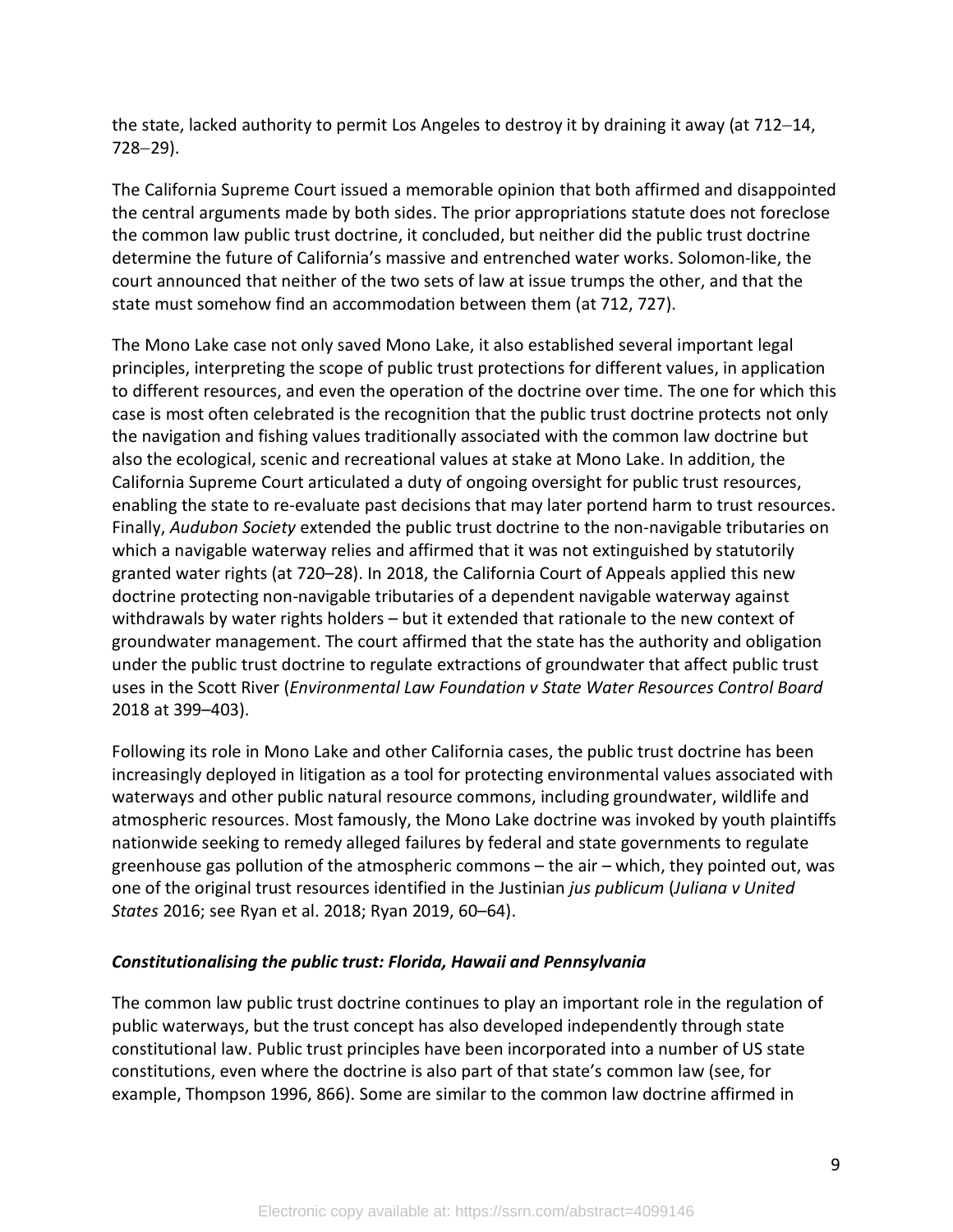the state, lacked authority to permit Los Angeles to destroy it by draining it away (at 712–14, 728–29).

The California Supreme Court issued a memorable opinion that both affirmed and disappointed the central arguments made by both sides. The prior appropriations statute does not foreclose the common law public trust doctrine, it concluded, but neither did the public trust doctrine determine the future of California's massive and entrenched water works. Solomon-like, the court announced that neither of the two sets of law at issue trumps the other, and that the state must somehow find an accommodation between them (at 712, 727).

The Mono Lake case not only saved Mono Lake, it also established several important legal principles, interpreting the scope of public trust protections for different values, in application to different resources, and even the operation of the doctrine over time. The one for which this case is most often celebrated is the recognition that the public trust doctrine protects not only the navigation and fishing values traditionally associated with the common law doctrine but also the ecological, scenic and recreational values at stake at Mono Lake. In addition, the California Supreme Court articulated a duty of ongoing oversight for public trust resources, enabling the state to re-evaluate past decisions that may later portend harm to trust resources. Finally, *Audubon Society* extended the public trust doctrine to the non-navigable tributaries on which a navigable waterway relies and affirmed that it was not extinguished by statutorily granted water rights (at 720–28). In 2018, the California Court of Appeals applied this new doctrine protecting non-navigable tributaries of a dependent navigable waterway against withdrawals by water rights holders – but it extended that rationale to the new context of groundwater management. The court affirmed that the state has the authority and obligation under the public trust doctrine to regulate extractions of groundwater that affect public trust uses in the Scott River (*Environmental Law Foundation v State Water Resources Control Board* 2018 at 399–403).

Following its role in Mono Lake and other California cases, the public trust doctrine has been increasingly deployed in litigation as a tool for protecting environmental values associated with waterways and other public natural resource commons, including groundwater, wildlife and atmospheric resources. Most famously, the Mono Lake doctrine was invoked by youth plaintiffs nationwide seeking to remedy alleged failures by federal and state governments to regulate greenhouse gas pollution of the atmospheric commons – the air – which, they pointed out, was one of the original trust resources identified in the Justinian *jus publicum* (*Juliana v United States* 2016; see Ryan et al. 2018; Ryan 2019, 60–64).

### *Constitutionalising the public trust: Florida, Hawaii and Pennsylvania*

The common law public trust doctrine continues to play an important role in the regulation of public waterways, but the trust concept has also developed independently through state constitutional law. Public trust principles have been incorporated into a number of US state constitutions, even where the doctrine is also part of that state's common law (see, for example, Thompson 1996, 866). Some are similar to the common law doctrine affirmed in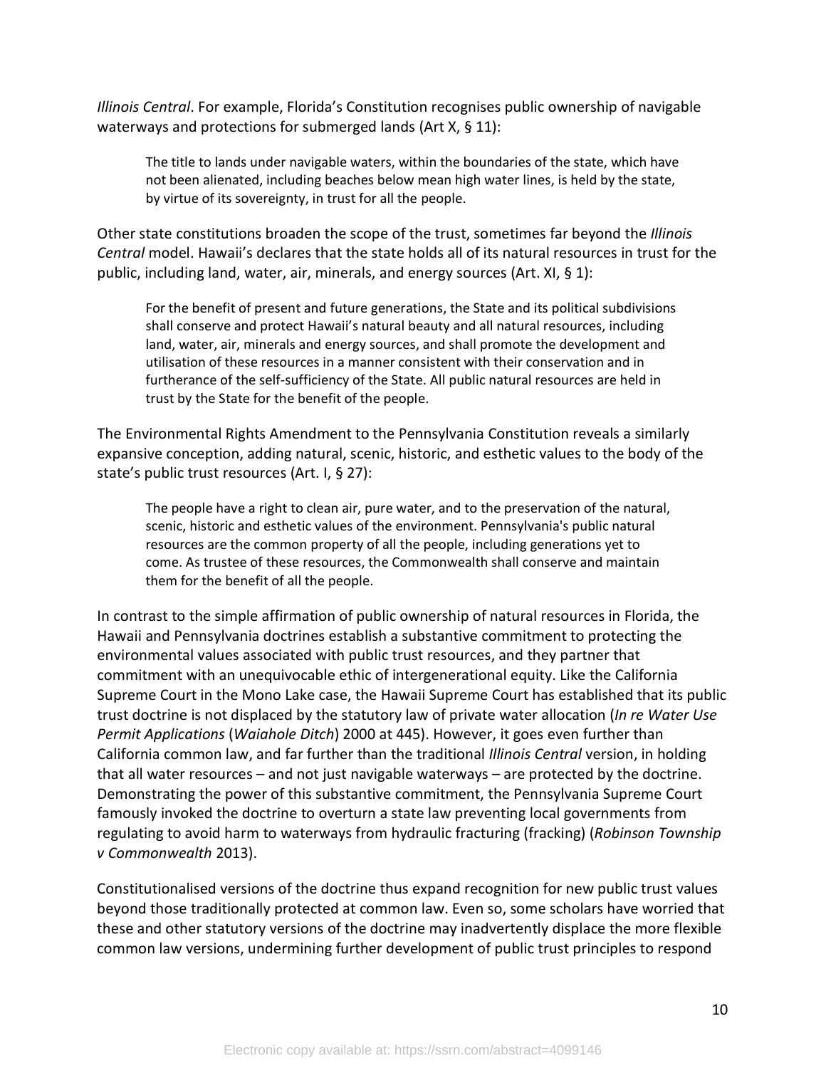*Illinois Central*. For example, Florida's Constitution recognises public ownership of navigable waterways and protections for submerged lands (Art X, § 11):

> The title to lands under navigable waters, within the boundaries of the state, which have not been alienated, including beaches below mean high water lines, is held by the state, by virtue of its sovereignty, in trust for all the people.

Other state constitutions broaden the scope of the trust, sometimes far beyond the *Illinois Central* model. Hawaii's declares that the state holds all of its natural resources in trust for the public, including land, water, air, minerals, and energy sources (Art. XI, § 1):

> For the benefit of present and future generations, the State and its political subdivisions shall conserve and protect Hawaii's natural beauty and all natural resources, including land, water, air, minerals and energy sources, and shall promote the development and utilisation of these resources in a manner consistent with their conservation and in furtherance of the self-sufficiency of the State. All public natural resources are held in trust by the State for the benefit of the people.

The Environmental Rights Amendment to the Pennsylvania Constitution reveals a similarly expansive conception, adding natural, scenic, historic, and esthetic values to the body of the state's public trust resources (Art. I, § 27):

> The people have a right to clean air, pure water, and to the preservation of the natural, scenic, historic and esthetic values of the environment. Pennsylvania's public natural resources are the common property of all the people, including generations yet to come. As trustee of these resources, the Commonwealth shall conserve and maintain them for the benefit of all the people.

In contrast to the simple affirmation of public ownership of natural resources in Florida, the Hawaii and Pennsylvania doctrines establish a substantive commitment to protecting the environmental values associated with public trust resources, and they partner that commitment with an unequivocable ethic of intergenerational equity. Like the California Supreme Court in the Mono Lake case, the Hawaii Supreme Court has established that its public trust doctrine is not displaced by the statutory law of private water allocation (*In re Water Use Permit Applications* (*Waiahole Ditch*) 2000 at 445). However, it goes even further than California common law, and far further than the traditional *Illinois Central* version, in holding that all water resources – and not just navigable waterways – are protected by the doctrine. Demonstrating the power of this substantive commitment, the Pennsylvania Supreme Court famously invoked the doctrine to overturn a state law preventing local governments from regulating to avoid harm to waterways from hydraulic fracturing (fracking) (*Robinson Township v Commonwealth* 2013).

Constitutionalised versions of the doctrine thus expand recognition for new public trust values beyond those traditionally protected at common law. Even so, some scholars have worried that these and other statutory versions of the doctrine may inadvertently displace the more flexible common law versions, undermining further development of public trust principles to respond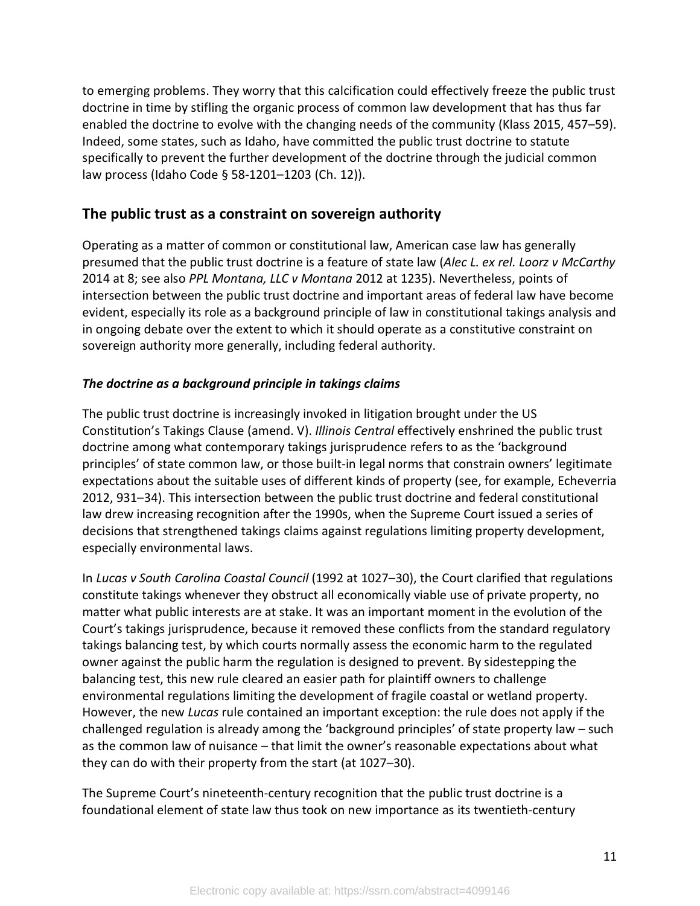to emerging problems. They worry that this calcification could effectively freeze the public trust doctrine in time by stifling the organic process of common law development that has thus far enabled the doctrine to evolve with the changing needs of the community (Klass 2015, 457–59). Indeed, some states, such as Idaho, have committed the public trust doctrine to statute specifically to prevent the further development of the doctrine through the judicial common law process (Idaho Code § 58-1201–1203 (Ch. 12)).

## The public trust as a constraint on sovereign authority

Operating as a matter of common or constitutional law, American case law has generally presumed that the public trust doctrine is a feature of state law (*Alec L. ex rel. Loorz v McCarthy* 2014 at 8; see also *PPL Montana, LLC v Montana* 2012 at 1235). Nevertheless, points of intersection between the public trust doctrine and important areas of federal law have become evident, especially its role as a background principle of law in constitutional takings analysis and in ongoing debate over the extent to which it should operate as a constitutive constraint on sovereign authority more generally, including federal authority.

### *The doctrine as a background principle in takings claims*

The public trust doctrine is increasingly invoked in litigation brought under the US Constitution's Takings Clause (amend. V). *Illinois Central* effectively enshrined the public trust doctrine among what contemporary takings jurisprudence refers to as the 'background principles' of state common law, or those built-in legal norms that constrain owners' legitimate expectations about the suitable uses of different kinds of property (see, for example, Echeverria 2012, 931–34). This intersection between the public trust doctrine and federal constitutional law drew increasing recognition after the 1990s, when the Supreme Court issued a series of decisions that strengthened takings claims against regulations limiting property development, especially environmental laws.

In *Lucas v South Carolina Coastal Council* (1992 at 1027–30), the Court clarified that regulations constitute takings whenever they obstruct all economically viable use of private property, no matter what public interests are at stake. It was an important moment in the evolution of the Court's takings jurisprudence, because it removed these conflicts from the standard regulatory takings balancing test, by which courts normally assess the economic harm to the regulated owner against the public harm the regulation is designed to prevent. By sidestepping the balancing test, this new rule cleared an easier path for plaintiff owners to challenge environmental regulations limiting the development of fragile coastal or wetland property. However, the new *Lucas* rule contained an important exception: the rule does not apply if the challenged regulation is already among the 'background principles' of state property law – such as the common law of nuisance – that limit the owner's reasonable expectations about what they can do with their property from the start (at 1027–30).

The Supreme Court's nineteenth-century recognition that the public trust doctrine is a foundational element of state law thus took on new importance as its twentieth-century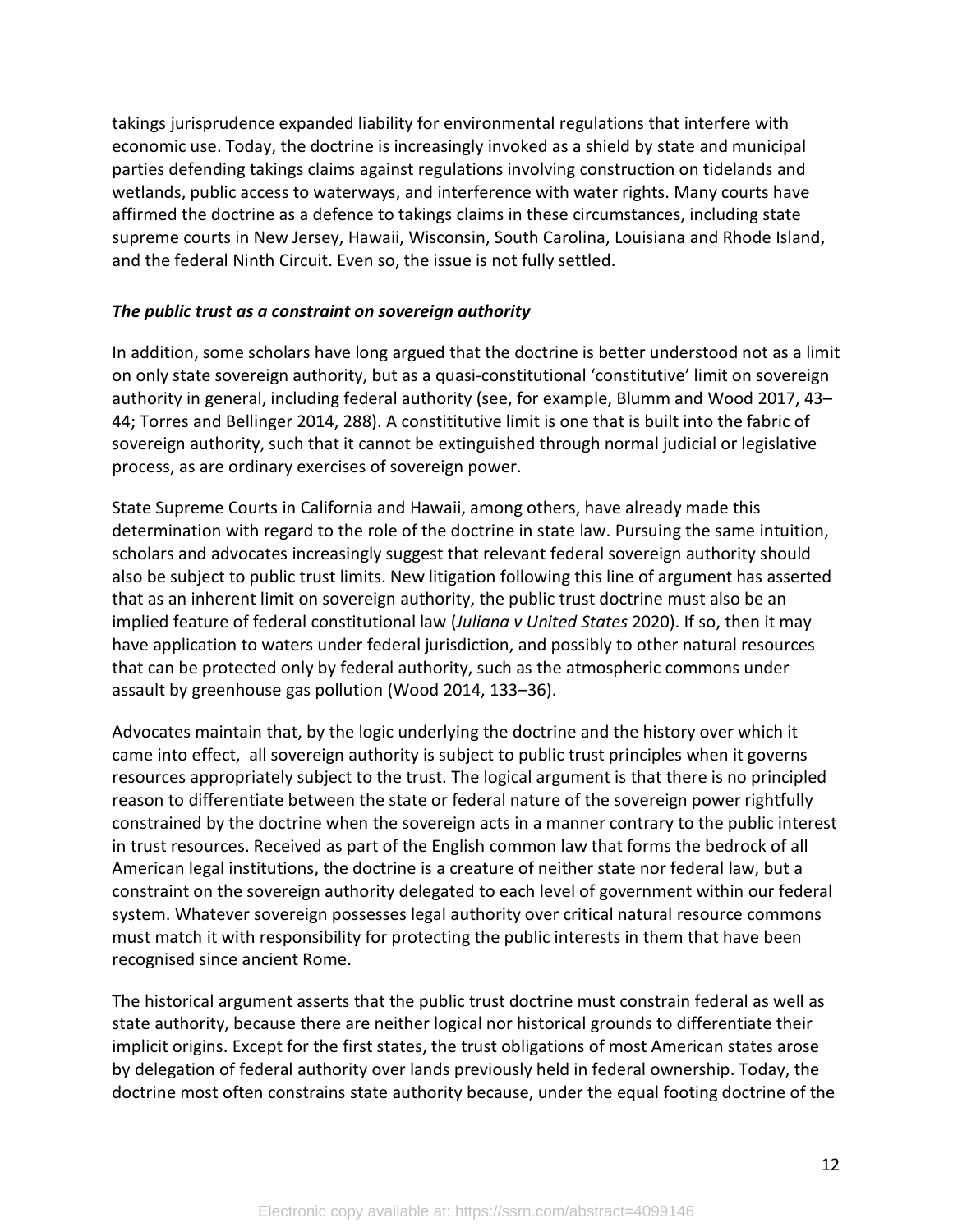takings jurisprudence expanded liability for environmental regulations that interfere with economic use. Today, the doctrine is increasingly invoked as a shield by state and municipal parties defending takings claims against regulations involving construction on tidelands and wetlands, public access to waterways, and interference with water rights. Many courts have affirmed the doctrine as a defence to takings claims in these circumstances, including state supreme courts in New Jersey, Hawaii, Wisconsin, South Carolina, Louisiana and Rhode Island, and the federal Ninth Circuit. Even so, the issue is not fully settled.

### ***The public trust as a constraint on sovereign authority***

In addition, some scholars have long argued that the doctrine is better understood not as a limit on only state sovereign authority, but as a quasi-constitutional 'constitutive' limit on sovereign authority in general, including federal authority (see, for example, Blumm and Wood 2017, 43–44; Torres and Bellinger 2014, 288). A constitititutive limit is one that is built into the fabric of sovereign authority, such that it cannot be extinguished through normal judicial or legislative process, as are ordinary exercises of sovereign power.

State Supreme Courts in California and Hawaii, among others, have already made this determination with regard to the role of the doctrine in state law. Pursuing the same intuition, scholars and advocates increasingly suggest that relevant federal sovereign authority should also be subject to public trust limits. New litigation following this line of argument has asserted that as an inherent limit on sovereign authority, the public trust doctrine must also be an implied feature of federal constitutional law (*Juliana v United States* 2020). If so, then it may have application to waters under federal jurisdiction, and possibly to other natural resources that can be protected only by federal authority, such as the atmospheric commons under assault by greenhouse gas pollution (Wood 2014, 133–36).

Advocates maintain that, by the logic underlying the doctrine and the history over which it came into effect, all sovereign authority is subject to public trust principles when it governs resources appropriately subject to the trust. The logical argument is that there is no principled reason to differentiate between the state or federal nature of the sovereign power rightfully constrained by the doctrine when the sovereign acts in a manner contrary to the public interest in trust resources. Received as part of the English common law that forms the bedrock of all American legal institutions, the doctrine is a creature of neither state nor federal law, but a constraint on the sovereign authority delegated to each level of government within our federal system. Whatever sovereign possesses legal authority over critical natural resource commons must match it with responsibility for protecting the public interests in them that have been recognised since ancient Rome.

The historical argument asserts that the public trust doctrine must constrain federal as well as state authority, because there are neither logical nor historical grounds to differentiate their implicit origins. Except for the first states, the trust obligations of most American states arose by delegation of federal authority over lands previously held in federal ownership. Today, the doctrine most often constrains state authority because, under the equal footing doctrine of the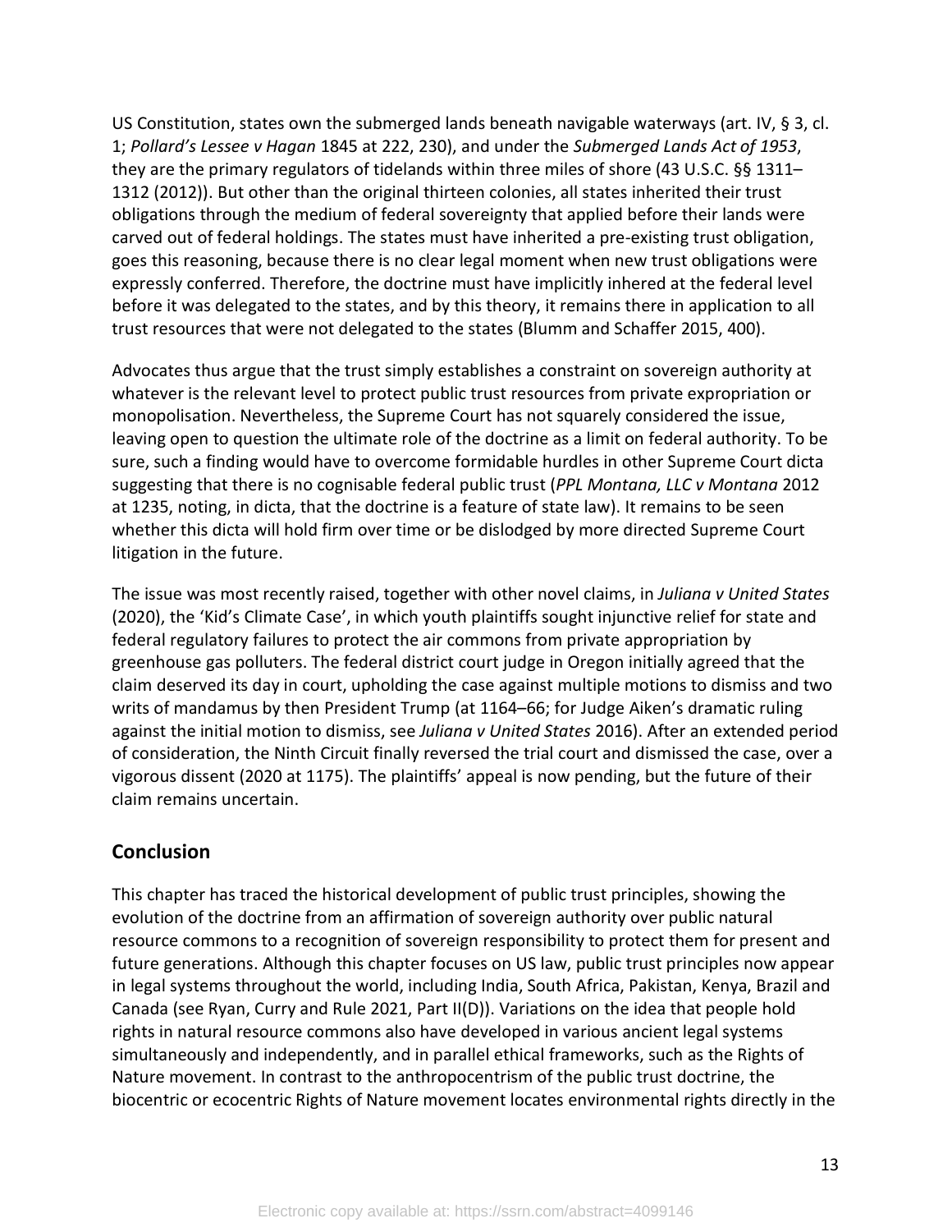US Constitution, states own the submerged lands beneath navigable waterways (art. IV, § 3, cl. 1; *Pollard's Lessee v Hagan* 1845 at 222, 230), and under the *Submerged Lands Act of 1953*, they are the primary regulators of tidelands within three miles of shore (43 U.S.C. §§ 1311–1312 (2012)). But other than the original thirteen colonies, all states inherited their trust obligations through the medium of federal sovereignty that applied before their lands were carved out of federal holdings. The states must have inherited a pre-existing trust obligation, goes this reasoning, because there is no clear legal moment when new trust obligations were expressly conferred. Therefore, the doctrine must have implicitly inhered at the federal level before it was delegated to the states, and by this theory, it remains there in application to all trust resources that were not delegated to the states (Blumm and Schaffer 2015, 400).

Advocates thus argue that the trust simply establishes a constraint on sovereign authority at whatever is the relevant level to protect public trust resources from private expropriation or monopolisation. Nevertheless, the Supreme Court has not squarely considered the issue, leaving open to question the ultimate role of the doctrine as a limit on federal authority. To be sure, such a finding would have to overcome formidable hurdles in other Supreme Court dicta suggesting that there is no cognisable federal public trust (*PPL Montana, LLC v Montana* 2012 at 1235, noting, in dicta, that the doctrine is a feature of state law). It remains to be seen whether this dicta will hold firm over time or be dislodged by more directed Supreme Court litigation in the future.

The issue was most recently raised, together with other novel claims, in *Juliana v United States* (2020), the 'Kid's Climate Case', in which youth plaintiffs sought injunctive relief for state and federal regulatory failures to protect the air commons from private appropriation by greenhouse gas polluters. The federal district court judge in Oregon initially agreed that the claim deserved its day in court, upholding the case against multiple motions to dismiss and two writs of mandamus by then President Trump (at 1164–66; for Judge Aiken's dramatic ruling against the initial motion to dismiss, see *Juliana v United States* 2016). After an extended period of consideration, the Ninth Circuit finally reversed the trial court and dismissed the case, over a vigorous dissent (2020 at 1175). The plaintiffs' appeal is now pending, but the future of their claim remains uncertain.

## Conclusion

This chapter has traced the historical development of public trust principles, showing the evolution of the doctrine from an affirmation of sovereign authority over public natural resource commons to a recognition of sovereign responsibility to protect them for present and future generations. Although this chapter focuses on US law, public trust principles now appear in legal systems throughout the world, including India, South Africa, Pakistan, Kenya, Brazil and Canada (see Ryan, Curry and Rule 2021, Part II(D)). Variations on the idea that people hold rights in natural resource commons also have developed in various ancient legal systems simultaneously and independently, and in parallel ethical frameworks, such as the Rights of Nature movement. In contrast to the anthropocentrism of the public trust doctrine, the biocentric or ecocentric Rights of Nature movement locates environmental rights directly in the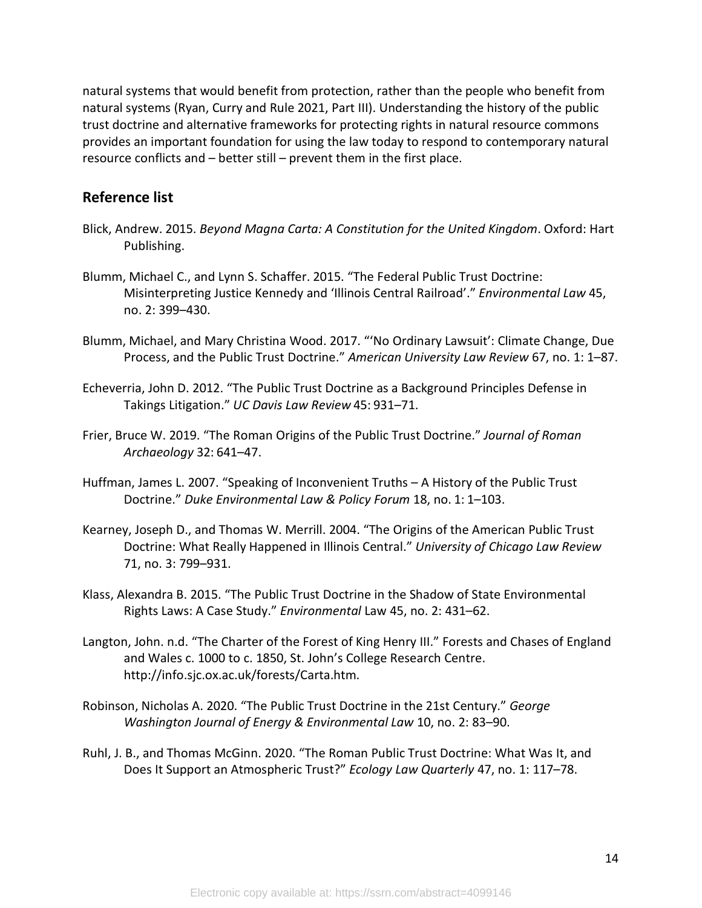natural systems that would benefit from protection, rather than the people who benefit from natural systems (Ryan, Curry and Rule 2021, Part III). Understanding the history of the public trust doctrine and alternative frameworks for protecting rights in natural resource commons provides an important foundation for using the law today to respond to contemporary natural resource conflicts and – better still – prevent them in the first place.

## Reference list

Blick, Andrew. 2015. *Beyond Magna Carta: A Constitution for the United Kingdom*. Oxford: Hart Publishing.

Blumm, Michael C., and Lynn S. Schaffer. 2015. "The Federal Public Trust Doctrine: Misinterpreting Justice Kennedy and 'Illinois Central Railroad'." *Environmental Law* 45, no. 2: 399–430.

Blumm, Michael, and Mary Christina Wood. 2017. "'No Ordinary Lawsuit': Climate Change, Due Process, and the Public Trust Doctrine." *American University Law Review* 67, no. 1: 1–87.

Echeverria, John D. 2012. "The Public Trust Doctrine as a Background Principles Defense in Takings Litigation." *UC Davis Law Review* 45: 931–71.

Frier, Bruce W. 2019. "The Roman Origins of the Public Trust Doctrine." *Journal of Roman Archaeology* 32: 641–47.

Huffman, James L. 2007. "Speaking of Inconvenient Truths – A History of the Public Trust Doctrine." *Duke Environmental Law & Policy Forum* 18, no. 1: 1–103.

Kearney, Joseph D., and Thomas W. Merrill. 2004. "The Origins of the American Public Trust Doctrine: What Really Happened in Illinois Central." *University of Chicago Law Review* 71, no. 3: 799–931.

Klass, Alexandra B. 2015. "The Public Trust Doctrine in the Shadow of State Environmental Rights Laws: A Case Study." *Environmental* Law 45, no. 2: 431–62.

Langton, John. n.d. "The Charter of the Forest of King Henry III." Forests and Chases of England and Wales c. 1000 to c. 1850, St. John's College Research Centre. http://info.sjc.ox.ac.uk/forests/Carta.htm.

Robinson, Nicholas A. 2020. "The Public Trust Doctrine in the 21st Century." *George Washington Journal of Energy & Environmental Law* 10, no. 2: 83–90.

Ruhl, J. B., and Thomas McGinn. 2020. "The Roman Public Trust Doctrine: What Was It, and Does It Support an Atmospheric Trust?" *Ecology Law Quarterly* 47, no. 1: 117–78.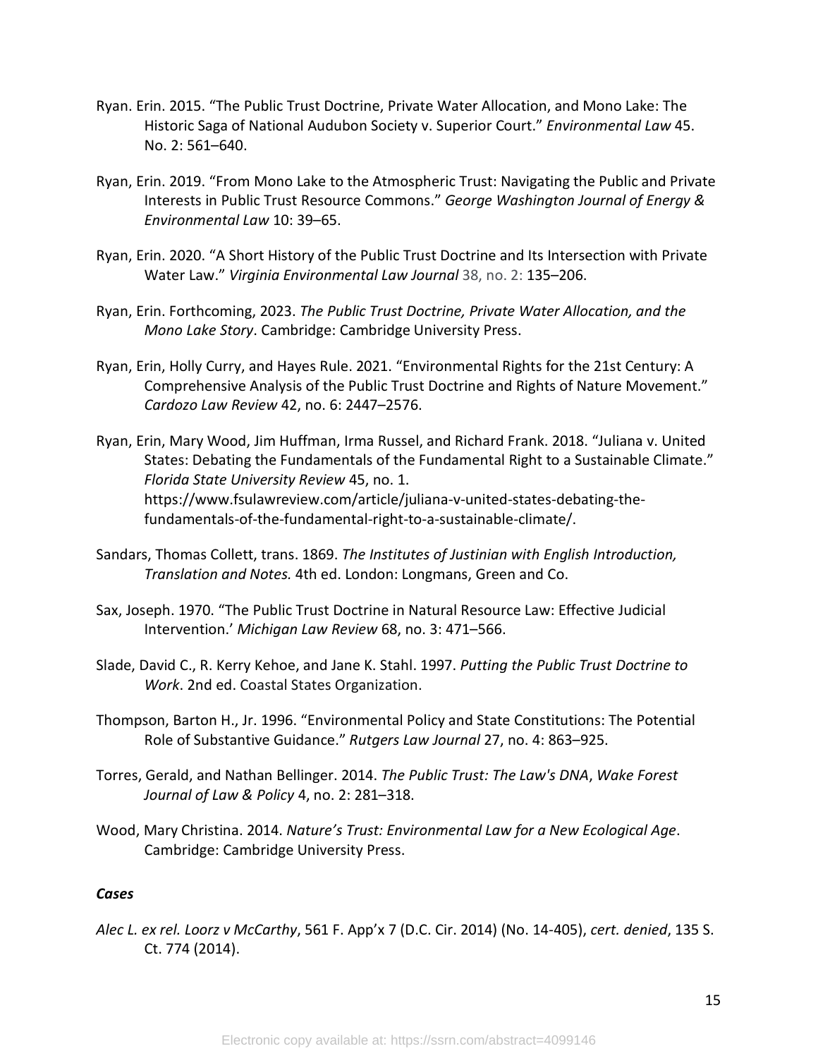Ryan. Erin. 2015. "The Public Trust Doctrine, Private Water Allocation, and Mono Lake: The Historic Saga of National Audubon Society v. Superior Court." *Environmental Law* 45. No. 2: 561–640.

Ryan, Erin. 2019. "From Mono Lake to the Atmospheric Trust: Navigating the Public and Private Interests in Public Trust Resource Commons." *George Washington Journal of Energy & Environmental Law* 10: 39–65.

Ryan, Erin. 2020. "A Short History of the Public Trust Doctrine and Its Intersection with Private Water Law." *Virginia Environmental Law Journal* 38, no. 2: 135–206.

Ryan, Erin. Forthcoming, 2023. *The Public Trust Doctrine, Private Water Allocation, and the Mono Lake Story*. Cambridge: Cambridge University Press.

Ryan, Erin, Holly Curry, and Hayes Rule. 2021. "Environmental Rights for the 21st Century: A Comprehensive Analysis of the Public Trust Doctrine and Rights of Nature Movement." *Cardozo Law Review* 42, no. 6: 2447–2576.

Ryan, Erin, Mary Wood, Jim Huffman, Irma Russel, and Richard Frank. 2018. "Juliana v. United States: Debating the Fundamentals of the Fundamental Right to a Sustainable Climate." *Florida State University Review* 45, no. 1. https://www.fsulawreview.com/article/juliana-v-united-states-debating-the-fundamentals-of-the-fundamental-right-to-a-sustainable-climate/.

Sandars, Thomas Collett, trans. 1869. *The Institutes of Justinian with English Introduction, Translation and Notes.* 4th ed. London: Longmans, Green and Co.

Sax, Joseph. 1970. "The Public Trust Doctrine in Natural Resource Law: Effective Judicial Intervention.' *Michigan Law Review* 68, no. 3: 471–566.

Slade, David C., R. Kerry Kehoe, and Jane K. Stahl. 1997. *Putting the Public Trust Doctrine to Work*. 2nd ed. Coastal States Organization.

Thompson, Barton H., Jr. 1996. "Environmental Policy and State Constitutions: The Potential Role of Substantive Guidance." *Rutgers Law Journal* 27, no. 4: 863–925.

Torres, Gerald, and Nathan Bellinger. 2014. *The Public Trust: The Law's DNA*, *Wake Forest Journal of Law & Policy* 4, no. 2: 281–318.

Wood, Mary Christina. 2014. *Nature's Trust: Environmental Law for a New Ecological Age*. Cambridge: Cambridge University Press.

***Cases***

*Alec L. ex rel. Loorz v McCarthy*, 561 F. App'x 7 (D.C. Cir. 2014) (No. 14-405), *cert. denied*, 135 S. Ct. 774 (2014).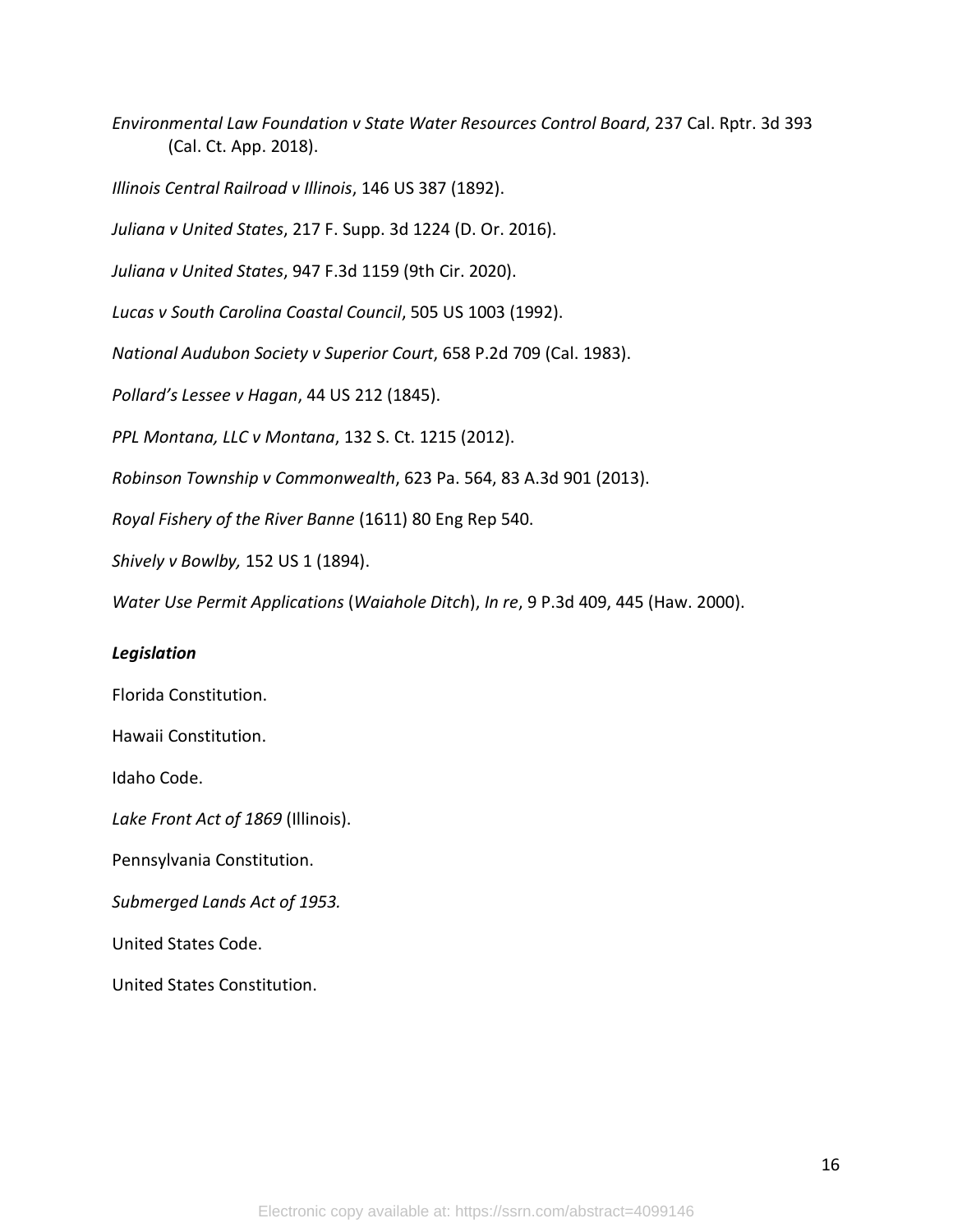*Environmental Law Foundation v State Water Resources Control Board*, 237 Cal. Rptr. 3d 393 (Cal. Ct. App. 2018).

*Illinois Central Railroad v Illinois*, 146 US 387 (1892).

*Juliana v United States*, 217 F. Supp. 3d 1224 (D. Or. 2016).

*Juliana v United States*, 947 F.3d 1159 (9th Cir. 2020).

*Lucas v South Carolina Coastal Council*, 505 US 1003 (1992).

*National Audubon Society v Superior Court*, 658 P.2d 709 (Cal. 1983).

*Pollard's Lessee v Hagan*, 44 US 212 (1845).

*PPL Montana, LLC v Montana*, 132 S. Ct. 1215 (2012).

*Robinson Township v Commonwealth*, 623 Pa. 564, 83 A.3d 901 (2013).

*Royal Fishery of the River Banne* (1611) 80 Eng Rep 540.

*Shively v Bowlby,* 152 US 1 (1894).

*Water Use Permit Applications* (*Waiahole Ditch*), *In re*, 9 P.3d 409, 445 (Haw. 2000).

***Legislation***

Florida Constitution.

Hawaii Constitution.

Idaho Code.

*Lake Front Act of 1869* (Illinois).

Pennsylvania Constitution.

*Submerged Lands Act of 1953.*

United States Code.

United States Constitution.